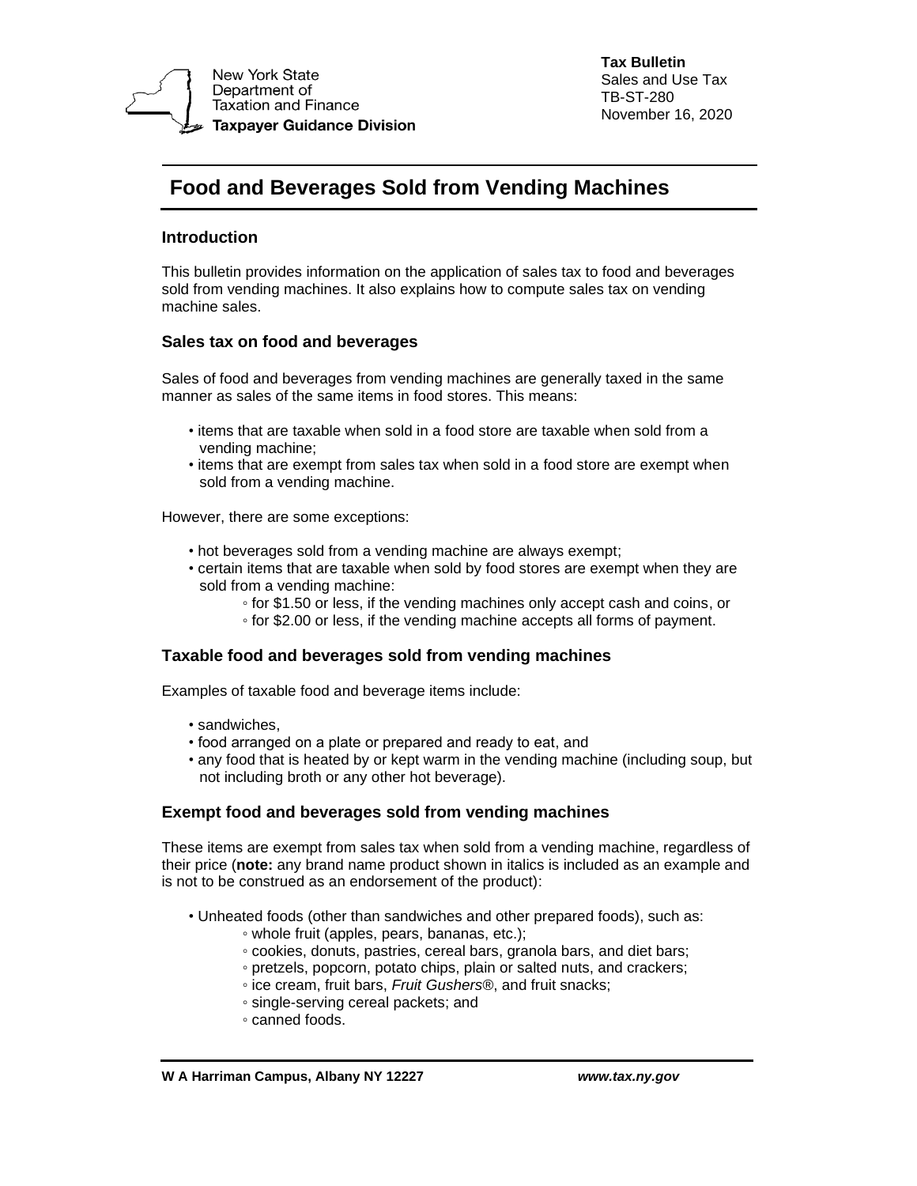New York State Department of Taxation and Finance
**Taxpayer Guidance Division**

**Tax Bulletin**
Sales and Use Tax
TB-ST-280
November 16, 2020

# Food and Beverages Sold from Vending Machines

## Introduction

This bulletin provides information on the application of sales tax to food and beverages sold from vending machines. It also explains how to compute sales tax on vending machine sales.

## Sales tax on food and beverages

Sales of food and beverages from vending machines are generally taxed in the same manner as sales of the same items in food stores. This means:

- items that are taxable when sold in a food store are taxable when sold from a vending machine;
- items that are exempt from sales tax when sold in a food store are exempt when sold from a vending machine.

However, there are some exceptions:

- hot beverages sold from a vending machine are always exempt;
- certain items that are taxable when sold by food stores are exempt when they are sold from a vending machine:
  - for $1.50 or less, if the vending machines only accept cash and coins, or
  - for $2.00 or less, if the vending machine accepts all forms of payment.

## Taxable food and beverages sold from vending machines

Examples of taxable food and beverage items include:

- sandwiches,
- food arranged on a plate or prepared and ready to eat, and
- any food that is heated by or kept warm in the vending machine (including soup, but not including broth or any other hot beverage).

## Exempt food and beverages sold from vending machines

These items are exempt from sales tax when sold from a vending machine, regardless of their price (**note:** any brand name product shown in italics is included as an example and is not to be construed as an endorsement of the product):

- Unheated foods (other than sandwiches and other prepared foods), such as:
  - whole fruit (apples, pears, bananas, etc.);
  - cookies, donuts, pastries, cereal bars, granola bars, and diet bars;
  - pretzels, popcorn, potato chips, plain or salted nuts, and crackers;
  - ice cream, fruit bars, *Fruit Gushers®*, and fruit snacks;
  - single-serving cereal packets; and
  - canned foods.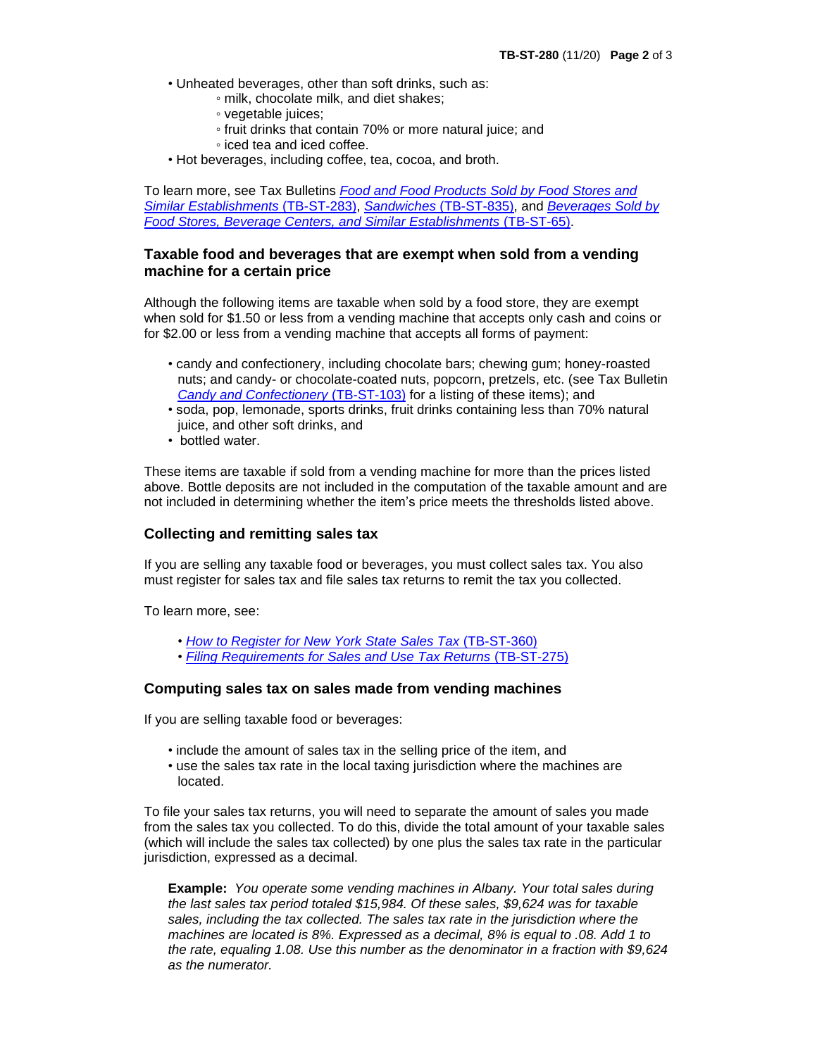- Unheated beverages, other than soft drinks, such as:
  - milk, chocolate milk, and diet shakes;
  - vegetable juices;
  - fruit drinks that contain 70% or more natural juice; and
  - iced tea and iced coffee.
- Hot beverages, including coffee, tea, cocoa, and broth.

To learn more, see Tax Bulletins *Food and Food Products Sold by Food Stores and Similar Establishments* (TB-ST-283), *Sandwiches* (TB-ST-835), and *Beverages Sold by Food Stores, Beverage Centers, and Similar Establishments* (TB-ST-65).

## Taxable food and beverages that are exempt when sold from a vending machine for a certain price

Although the following items are taxable when sold by a food store, they are exempt when sold for $1.50 or less from a vending machine that accepts only cash and coins or for $2.00 or less from a vending machine that accepts all forms of payment:

- candy and confectionery, including chocolate bars; chewing gum; honey-roasted nuts; and candy- or chocolate-coated nuts, popcorn, pretzels, etc. (see Tax Bulletin *Candy and Confectionery* (TB-ST-103) for a listing of these items); and
- soda, pop, lemonade, sports drinks, fruit drinks containing less than 70% natural juice, and other soft drinks, and
- bottled water.

These items are taxable if sold from a vending machine for more than the prices listed above. Bottle deposits are not included in the computation of the taxable amount and are not included in determining whether the item's price meets the thresholds listed above.

## Collecting and remitting sales tax

If you are selling any taxable food or beverages, you must collect sales tax. You also must register for sales tax and file sales tax returns to remit the tax you collected.

To learn more, see:

- *How to Register for New York State Sales Tax* (TB-ST-360)
- *Filing Requirements for Sales and Use Tax Returns* (TB-ST-275)

## Computing sales tax on sales made from vending machines

If you are selling taxable food or beverages:

- include the amount of sales tax in the selling price of the item, and
- use the sales tax rate in the local taxing jurisdiction where the machines are located.

To file your sales tax returns, you will need to separate the amount of sales you made from the sales tax you collected. To do this, divide the total amount of your taxable sales (which will include the sales tax collected) by one plus the sales tax rate in the particular jurisdiction, expressed as a decimal.

> **Example:** *You operate some vending machines in Albany. Your total sales during the last sales tax period totaled $15,984. Of these sales, $9,624 was for taxable sales, including the tax collected. The sales tax rate in the jurisdiction where the machines are located is 8%. Expressed as a decimal, 8% is equal to .08. Add 1 to the rate, equaling 1.08. Use this number as the denominator in a fraction with $9,624 as the numerator.*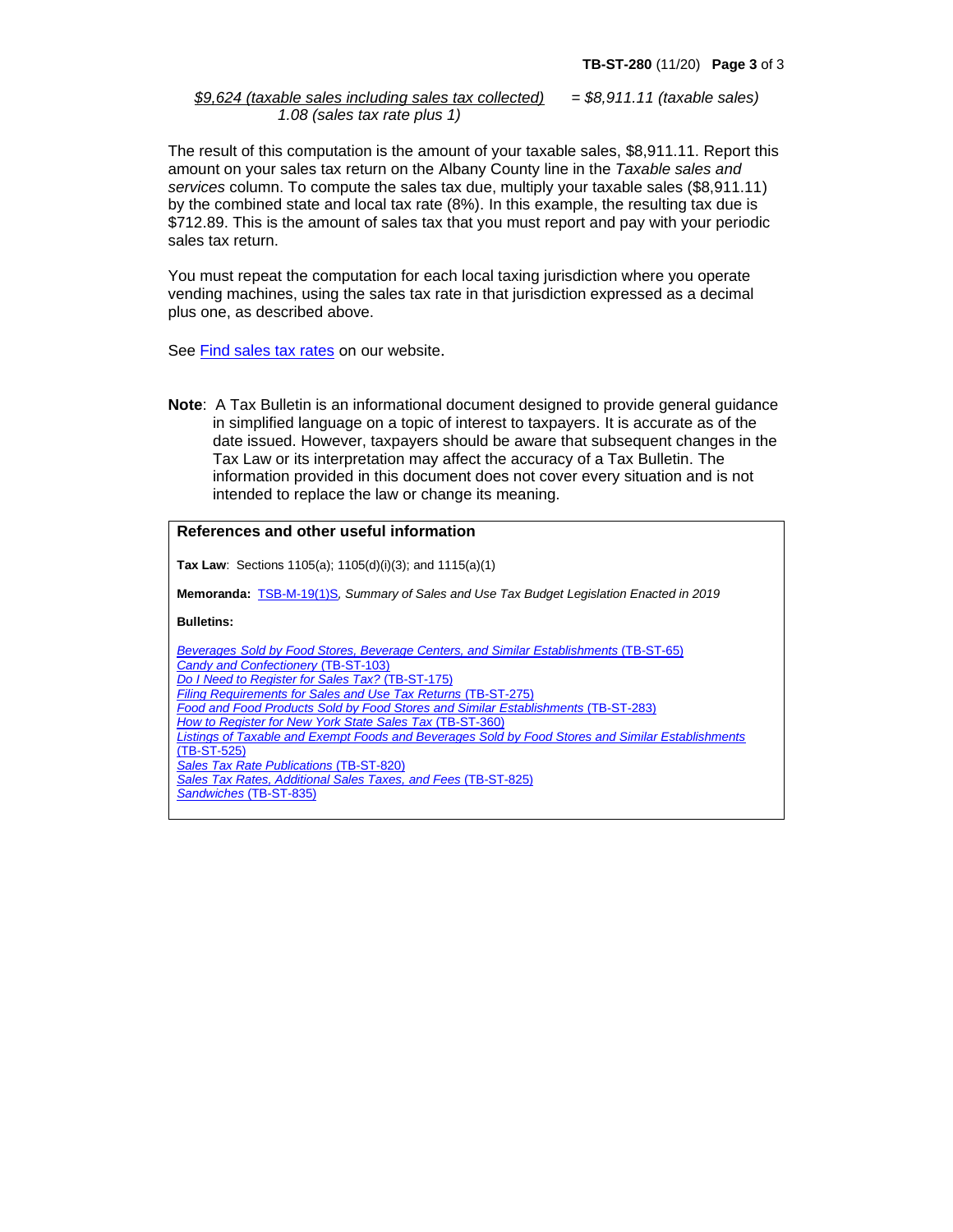$$\frac{\$9{,}624 \text{ (taxable sales including sales tax collected)}}{1.08 \text{ (sales tax rate plus 1)}} = \$8{,}911.11 \text{ (taxable sales)}$$

The result of this computation is the amount of your taxable sales, $8,911.11. Report this amount on your sales tax return on the Albany County line in the *Taxable sales and services* column. To compute the sales tax due, multiply your taxable sales ($8,911.11) by the combined state and local tax rate (8%). In this example, the resulting tax due is $712.89. This is the amount of sales tax that you must report and pay with your periodic sales tax return.

You must repeat the computation for each local taxing jurisdiction where you operate vending machines, using the sales tax rate in that jurisdiction expressed as a decimal plus one, as described above.

See Find sales tax rates on our website.

**Note**: A Tax Bulletin is an informational document designed to provide general guidance in simplified language on a topic of interest to taxpayers. It is accurate as of the date issued. However, taxpayers should be aware that subsequent changes in the Tax Law or its interpretation may affect the accuracy of a Tax Bulletin. The information provided in this document does not cover every situation and is not intended to replace the law or change its meaning.

## References and other useful information

**Tax Law**: Sections 1105(a); 1105(d)(i)(3); and 1115(a)(1)

**Memoranda:** TSB-M-19(1)S, *Summary of Sales and Use Tax Budget Legislation Enacted in 2019*

**Bulletins:**

*Beverages Sold by Food Stores, Beverage Centers, and Similar Establishments* (TB-ST-65)
*Candy and Confectionery* (TB-ST-103)
*Do I Need to Register for Sales Tax?* (TB-ST-175)
*Filing Requirements for Sales and Use Tax Returns* (TB-ST-275)
*Food and Food Products Sold by Food Stores and Similar Establishments* (TB-ST-283)
*How to Register for New York State Sales Tax* (TB-ST-360)
*Listings of Taxable and Exempt Foods and Beverages Sold by Food Stores and Similar Establishments* (TB-ST-525)
*Sales Tax Rate Publications* (TB-ST-820)
*Sales Tax Rates, Additional Sales Taxes, and Fees* (TB-ST-825)
*Sandwiches* (TB-ST-835)